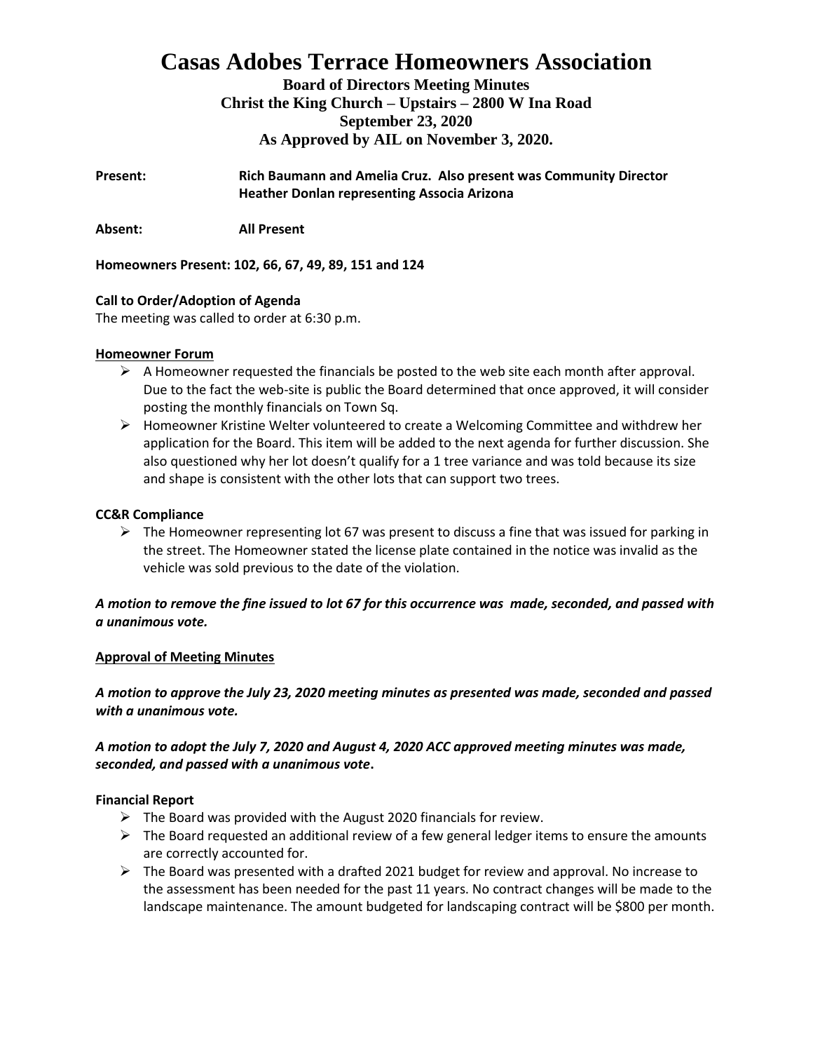᎒# Casas Adobes Terrace Homeowners Association

## Board of Directors Meeting Minutes
## Christ the King Church – Upstairs – 2800 W Ina Road
## September 23, 2020
## As Approved by AIL on November 3, 2020.

**Present:** **Rich Baumann and Amelia Cruz. Also present was Community Director Heather Donlan representing Associa Arizona**

**Absent:** **All Present**

**Homeowners Present: 102, 66, 67, 49, 89, 151 and 124**

**Call to Order/Adoption of Agenda**

The meeting was called to order at 6:30 p.m.

**Homeowner Forum**

- A Homeowner requested the financials be posted to the web site each month after approval. Due to the fact the web-site is public the Board determined that once approved, it will consider posting the monthly financials on Town Sq.
- Homeowner Kristine Welter volunteered to create a Welcoming Committee and withdrew her application for the Board. This item will be added to the next agenda for further discussion. She also questioned why her lot doesn't qualify for a 1 tree variance and was told because its size and shape is consistent with the other lots that can support two trees.

**CC&R Compliance**

- The Homeowner representing lot 67 was present to discuss a fine that was issued for parking in the street. The Homeowner stated the license plate contained in the notice was invalid as the vehicle was sold previous to the date of the violation.

***A motion to remove the fine issued to lot 67 for this occurrence was made, seconded, and passed with a unanimous vote.***

**Approval of Meeting Minutes**

***A motion to approve the July 23, 2020 meeting minutes as presented was made, seconded and passed with a unanimous vote.***

***A motion to adopt the July 7, 2020 and August 4, 2020 ACC approved meeting minutes was made, seconded, and passed with a unanimous vote*.**

**Financial Report**

- The Board was provided with the August 2020 financials for review.
- The Board requested an additional review of a few general ledger items to ensure the amounts are correctly accounted for.
- The Board was presented with a drafted 2021 budget for review and approval. No increase to the assessment has been needed for the past 11 years. No contract changes will be made to the landscape maintenance. The amount budgeted for landscaping contract will be $800 per month.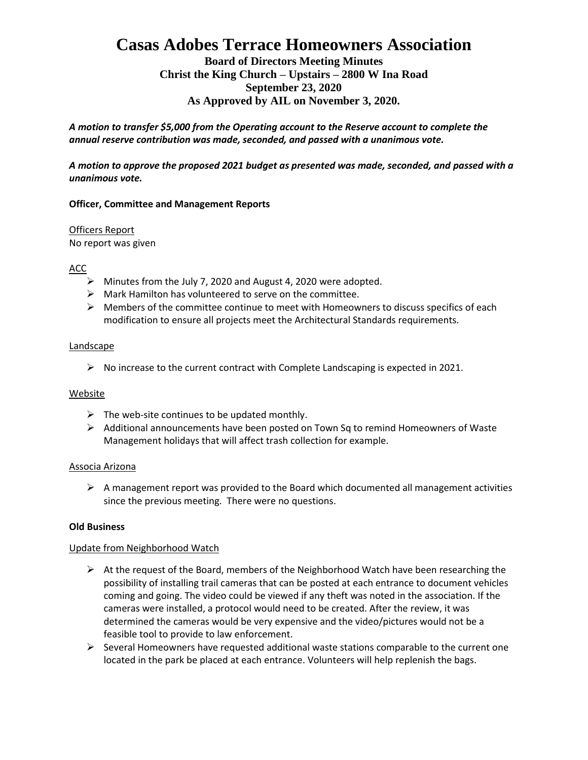# Casas Adobes Terrace Homeowners Association

**Board of Directors Meeting Minutes**
**Christ the King Church – Upstairs – 2800 W Ina Road**
**September 23, 2020**
**As Approved by AIL on November 3, 2020.**

***A motion to transfer $5,000 from the Operating account to the Reserve account to complete the annual reserve contribution was made, seconded, and passed with a unanimous vote.***

***A motion to approve the proposed 2021 budget as presented was made, seconded, and passed with a unanimous vote.***

**Officer, Committee and Management Reports**

<u>Officers Report</u>
No report was given

<u>ACC</u>

- Minutes from the July 7, 2020 and August 4, 2020 were adopted.
- Mark Hamilton has volunteered to serve on the committee.
- Members of the committee continue to meet with Homeowners to discuss specifics of each modification to ensure all projects meet the Architectural Standards requirements.

<u>Landscape</u>

- No increase to the current contract with Complete Landscaping is expected in 2021.

<u>Website</u>

- The web-site continues to be updated monthly.
- Additional announcements have been posted on Town Sq to remind Homeowners of Waste Management holidays that will affect trash collection for example.

<u>Associa Arizona</u>

- A management report was provided to the Board which documented all management activities since the previous meeting. There were no questions.

**Old Business**

<u>Update from Neighborhood Watch</u>

- At the request of the Board, members of the Neighborhood Watch have been researching the possibility of installing trail cameras that can be posted at each entrance to document vehicles coming and going. The video could be viewed if any theft was noted in the association. If the cameras were installed, a protocol would need to be created. After the review, it was determined the cameras would be very expensive and the video/pictures would not be a feasible tool to provide to law enforcement.
- Several Homeowners have requested additional waste stations comparable to the current one located in the park be placed at each entrance. Volunteers will help replenish the bags.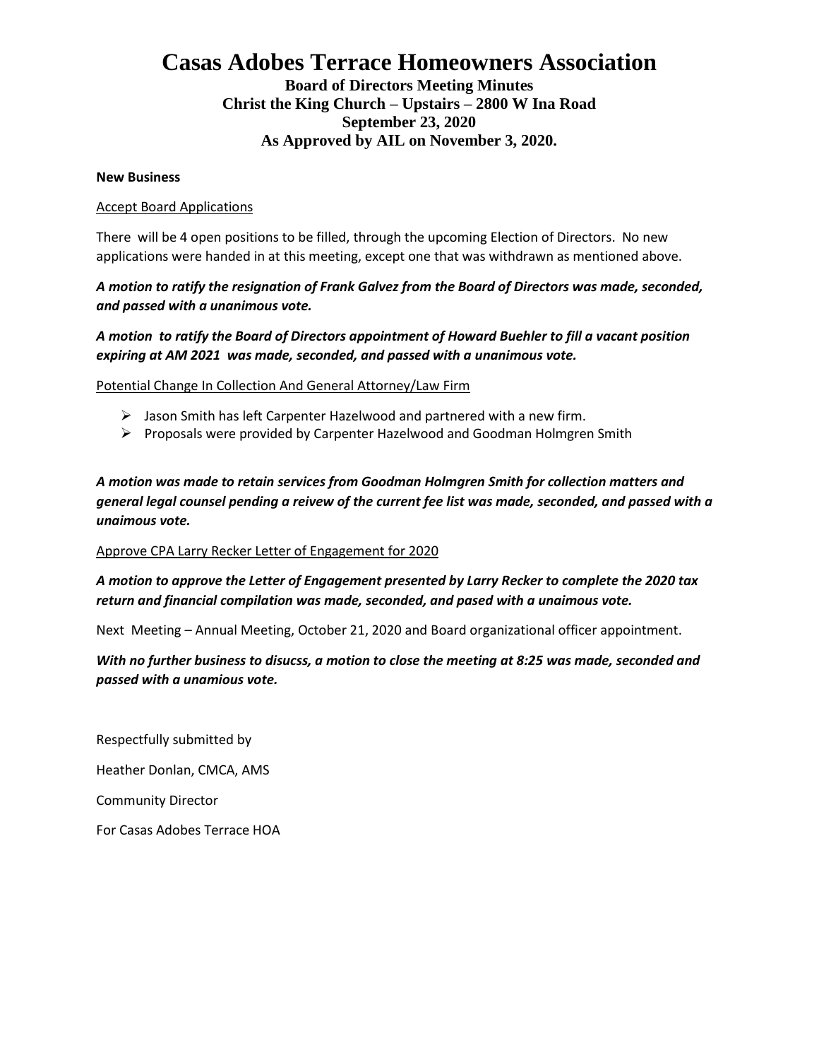# Casas Adobes Terrace Homeowners Association

**Board of Directors Meeting Minutes**
**Christ the King Church – Upstairs – 2800 W Ina Road**
**September 23, 2020**
**As Approved by AIL on November 3, 2020.**

**New Business**

Accept Board Applications

There will be 4 open positions to be filled, through the upcoming Election of Directors. No new applications were handed in at this meeting, except one that was withdrawn as mentioned above.

***A motion to ratify the resignation of Frank Galvez from the Board of Directors was made, seconded, and passed with a unanimous vote.***

***A motion to ratify the Board of Directors appointment of Howard Buehler to fill a vacant position expiring at AM 2021 was made, seconded, and passed with a unanimous vote.***

Potential Change In Collection And General Attorney/Law Firm

- Jason Smith has left Carpenter Hazelwood and partnered with a new firm.
- Proposals were provided by Carpenter Hazelwood and Goodman Holmgren Smith

***A motion was made to retain services from Goodman Holmgren Smith for collection matters and general legal counsel pending a reivew of the current fee list was made, seconded, and passed with a unaimous vote.***

Approve CPA Larry Recker Letter of Engagement for 2020

***A motion to approve the Letter of Engagement presented by Larry Recker to complete the 2020 tax return and financial compilation was made, seconded, and pased with a unaimous vote.***

Next Meeting – Annual Meeting, October 21, 2020 and Board organizational officer appointment.

***With no further business to disucss, a motion to close the meeting at 8:25 was made, seconded and passed with a unamious vote.***

Respectfully submitted by

Heather Donlan, CMCA, AMS

Community Director

For Casas Adobes Terrace HOA